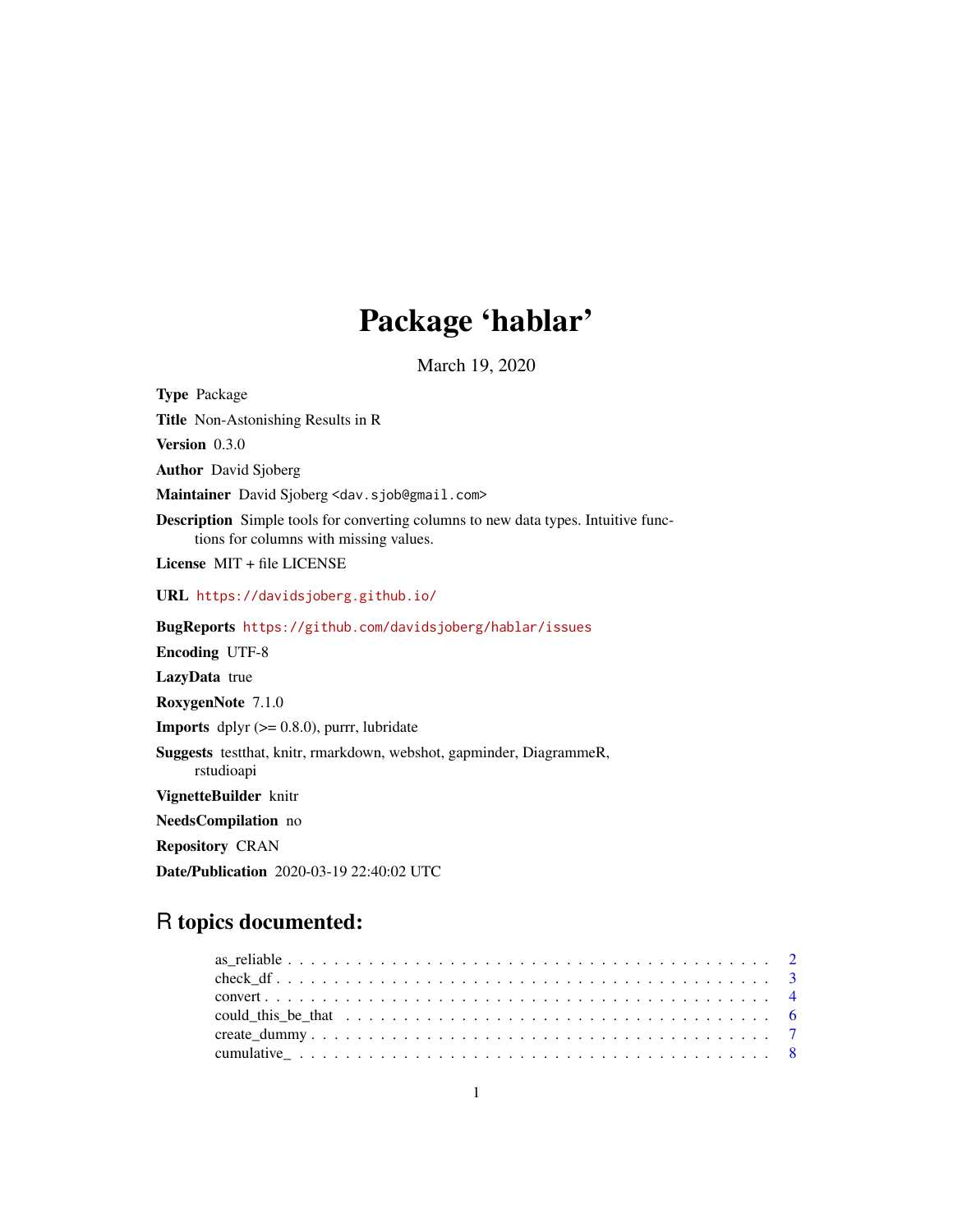# Package 'hablar'

March 19, 2020

**Type** Package

**Title** Non-Astonishing Results in R

**Version** 0.3.0

**Author** David Sjoberg

**Maintainer** David Sjoberg <dav.sjob@gmail.com>

**Description** Simple tools for converting columns to new data types. Intuitive functions for columns with missing values.

**License** MIT + file LICENSE

**URL** https://davidsjoberg.github.io/

**BugReports** https://github.com/davidsjoberg/hablar/issues

**Encoding** UTF-8

**LazyData** true

**RoxygenNote** 7.1.0

**Imports** dplyr (>= 0.8.0), purrr, lubridate

**Suggests** testthat, knitr, rmarkdown, webshot, gapminder, DiagrammeR, rstudioapi

**VignetteBuilder** knitr

**NeedsCompilation** no

**Repository** CRAN

**Date/Publication** 2020-03-19 22:40:02 UTC

## R topics documented:

- as_reliable . . . . . . . . . . . . . . . . . . . . . . . . . . . . . . . . . . . . . . . . 2
- check_df . . . . . . . . . . . . . . . . . . . . . . . . . . . . . . . . . . . . . . . . . . 3
- convert . . . . . . . . . . . . . . . . . . . . . . . . . . . . . . . . . . . . . . . . . . . 4
- could_this_be_that . . . . . . . . . . . . . . . . . . . . . . . . . . . . . . . . . . . . 6
- create_dummy . . . . . . . . . . . . . . . . . . . . . . . . . . . . . . . . . . . . . . . 7
- cumulative_ . . . . . . . . . . . . . . . . . . . . . . . . . . . . . . . . . . . . . . . . 8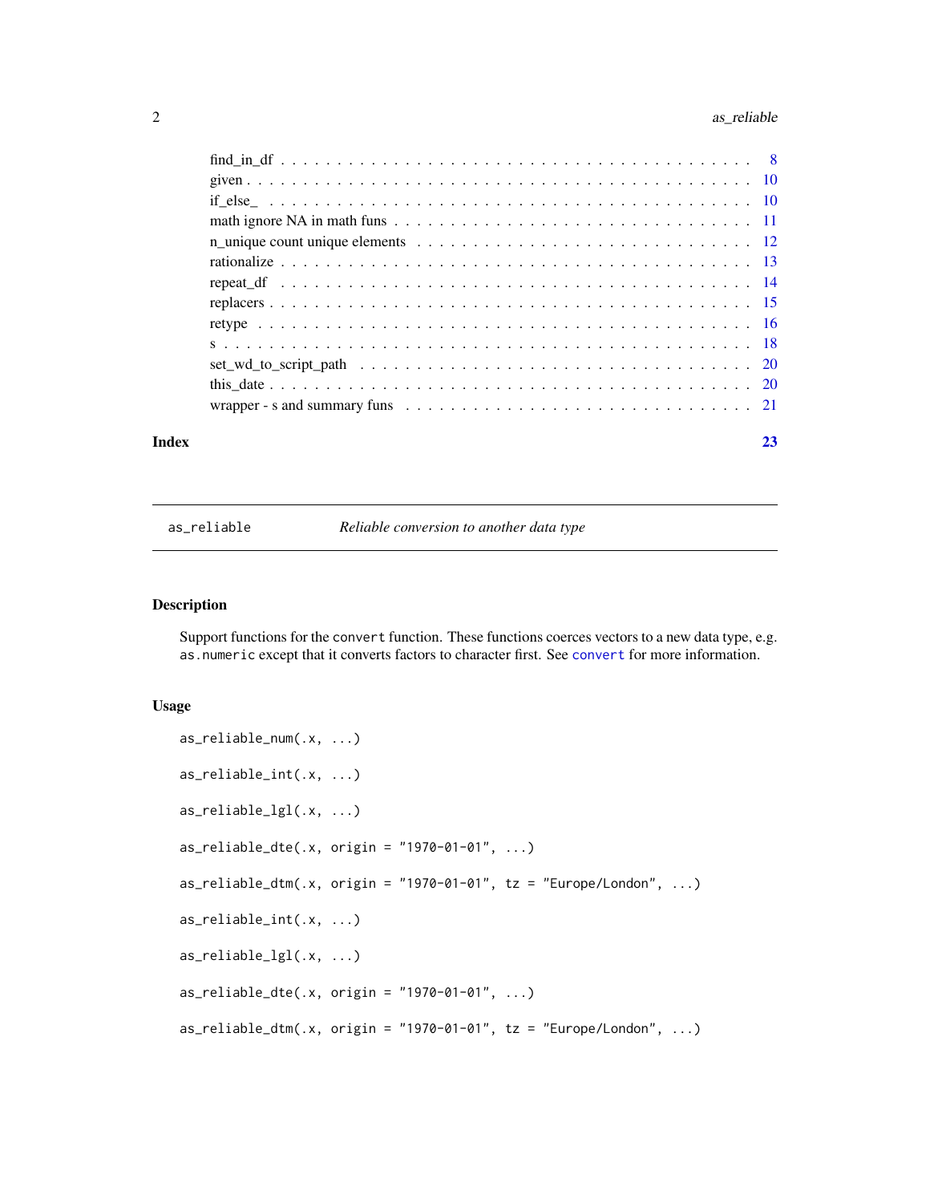find_in_df . . . . . . . . . . . . . . . . . . . . . . . . . . . . . . . . . . . . . . . . . 8
given . . . . . . . . . . . . . . . . . . . . . . . . . . . . . . . . . . . . . . . . . . . 10
if_else_ . . . . . . . . . . . . . . . . . . . . . . . . . . . . . . . . . . . . . . . . . . 10
math ignore NA in math funs . . . . . . . . . . . . . . . . . . . . . . . . . . . . . . . 11
n_unique count unique elements . . . . . . . . . . . . . . . . . . . . . . . . . . . . . 12
rationalize . . . . . . . . . . . . . . . . . . . . . . . . . . . . . . . . . . . . . . . . 13
repeat_df . . . . . . . . . . . . . . . . . . . . . . . . . . . . . . . . . . . . . . . . . 14
replacers . . . . . . . . . . . . . . . . . . . . . . . . . . . . . . . . . . . . . . . . . 15
retype . . . . . . . . . . . . . . . . . . . . . . . . . . . . . . . . . . . . . . . . . . 16
s . . . . . . . . . . . . . . . . . . . . . . . . . . . . . . . . . . . . . . . . . . . . 18
set_wd_to_script_path . . . . . . . . . . . . . . . . . . . . . . . . . . . . . . . . . . 20
this_date . . . . . . . . . . . . . . . . . . . . . . . . . . . . . . . . . . . . . . . . . 20
wrapper - s and summary funs . . . . . . . . . . . . . . . . . . . . . . . . . . . . . . 21

**Index** **23**

---

`as_reliable` *Reliable conversion to another data type*

---

## Description

Support functions for the `convert` function. These functions coerces vectors to a new data type, e.g. `as.numeric` except that it converts factors to character first. See `convert` for more information.

## Usage

```
as_reliable_num(.x, ...)

as_reliable_int(.x, ...)

as_reliable_lgl(.x, ...)

as_reliable_dte(.x, origin = "1970-01-01", ...)

as_reliable_dtm(.x, origin = "1970-01-01", tz = "Europe/London", ...)

as_reliable_int(.x, ...)

as_reliable_lgl(.x, ...)

as_reliable_dte(.x, origin = "1970-01-01", ...)

as_reliable_dtm(.x, origin = "1970-01-01", tz = "Europe/London", ...)
```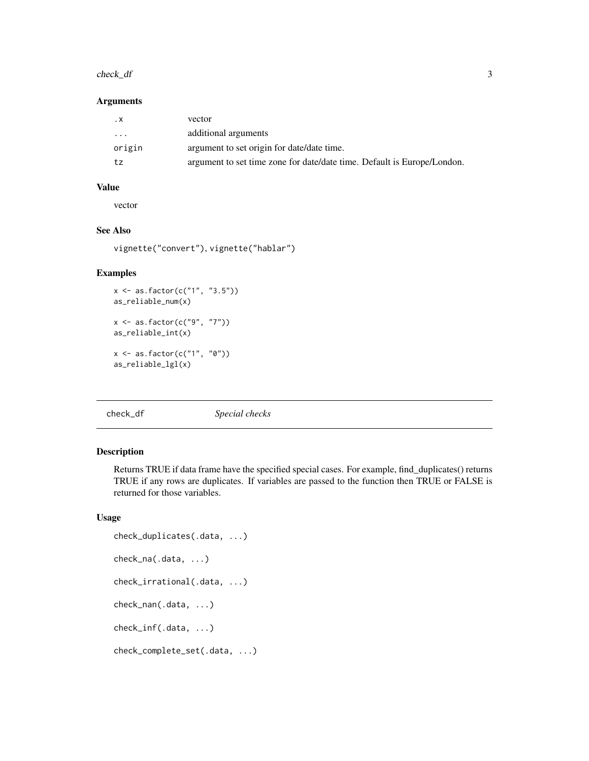### Arguments

| | |
|---|---|
| .x | vector |
| ... | additional arguments |
| origin | argument to set origin for date/date time. |
| tz | argument to set time zone for date/date time. Default is Europe/London. |

### Value

vector

### See Also

vignette("convert"), vignette("hablar")

### Examples

```
x <- as.factor(c("1", "3.5"))
as_reliable_num(x)

x <- as.factor(c("9", "7"))
as_reliable_int(x)

x <- as.factor(c("1", "0"))
as_reliable_lgl(x)
```

---

## check_df — *Special checks*

---

### Description

Returns TRUE if data frame have the specified special cases. For example, find_duplicates() returns TRUE if any rows are duplicates. If variables are passed to the function then TRUE or FALSE is returned for those variables.

### Usage

```
check_duplicates(.data, ...)

check_na(.data, ...)

check_irrational(.data, ...)

check_nan(.data, ...)

check_inf(.data, ...)

check_complete_set(.data, ...)
```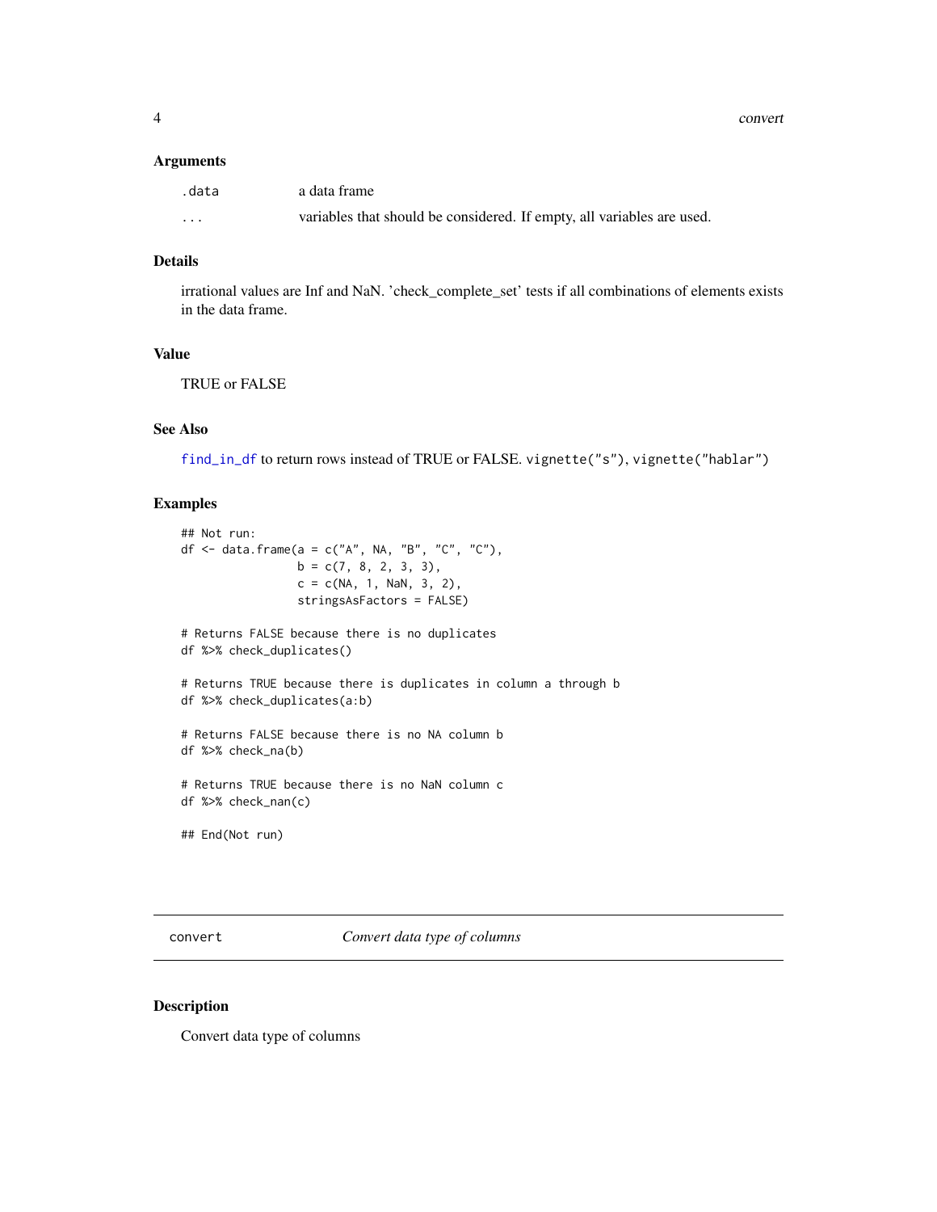### Arguments

| | |
|---|---|
| .data | a data frame |
| ... | variables that should be considered. If empty, all variables are used. |

### Details

irrational values are Inf and NaN. 'check_complete_set' tests if all combinations of elements exists in the data frame.

### Value

TRUE or FALSE

### See Also

find_in_df to return rows instead of TRUE or FALSE. `vignette("s")`, `vignette("hablar")`

### Examples

```
## Not run:
df <- data.frame(a = c("A", NA, "B", "C", "C"),
                 b = c(7, 8, 2, 3, 3),
                 c = c(NA, 1, NaN, 3, 2),
                 stringsAsFactors = FALSE)

# Returns FALSE because there is no duplicates
df %>% check_duplicates()

# Returns TRUE because there is duplicates in column a through b
df %>% check_duplicates(a:b)

# Returns FALSE because there is no NA column b
df %>% check_na(b)

# Returns TRUE because there is no NaN column c
df %>% check_nan(c)

## End(Not run)
```

---

## convert — *Convert data type of columns*

### Description

Convert data type of columns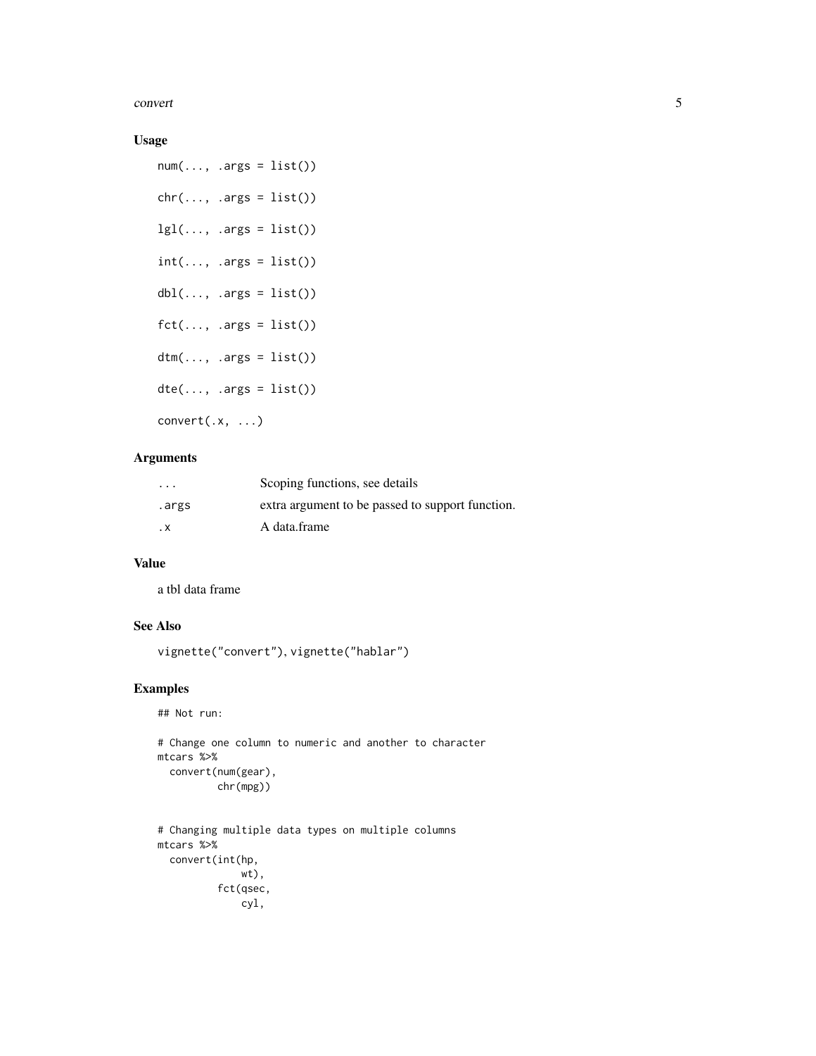## Usage

```
num(..., .args = list())

chr(..., .args = list())

lgl(..., .args = list())

int(..., .args = list())

dbl(..., .args = list())

fct(..., .args = list())

dtm(..., .args = list())

dte(..., .args = list())

convert(.x, ...)
```

## Arguments

| | |
|---|---|
| `...` | Scoping functions, see details |
| `.args` | extra argument to be passed to support function. |
| `.x` | A data.frame |

## Value

a tbl data frame

## See Also

`vignette("convert")`, `vignette("hablar")`

## Examples

```
## Not run:

# Change one column to numeric and another to character
mtcars %>%
  convert(num(gear),
          chr(mpg))


# Changing multiple data types on multiple columns
mtcars %>%
  convert(int(hp,
              wt),
          fct(qsec,
              cyl,
```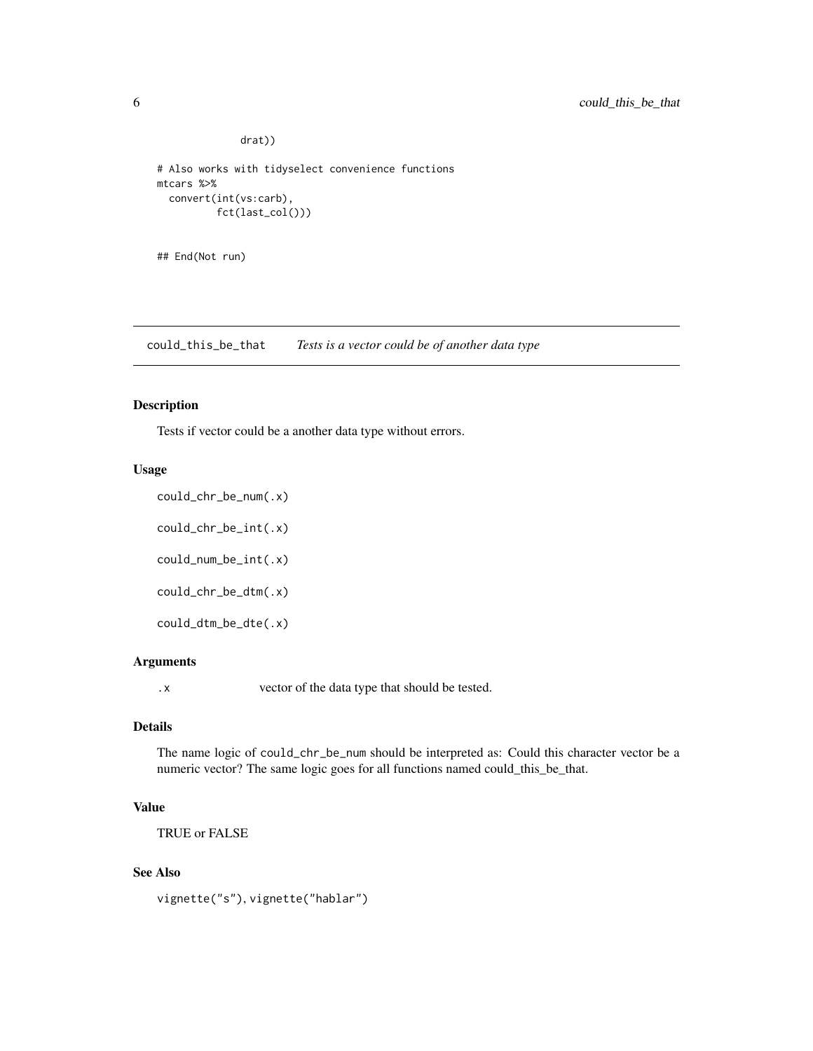```
              drat))

# Also works with tidyselect convenience functions
mtcars %>%
  convert(int(vs:carb),
          fct(last_col()))


## End(Not run)
```

---

## could_this_be_that    *Tests is a vector could be of another data type*

### Description

Tests if vector could be a another data type without errors.

### Usage

```
could_chr_be_num(.x)

could_chr_be_int(.x)

could_num_be_int(.x)

could_chr_be_dtm(.x)

could_dtm_be_dte(.x)
```

### Arguments

| | |
|---|---|
| .x | vector of the data type that should be tested. |

### Details

The name logic of `could_chr_be_num` should be interpreted as: Could this character vector be a numeric vector? The same logic goes for all functions named could_this_be_that.

### Value

TRUE or FALSE

### See Also

`vignette("s")`, `vignette("hablar")`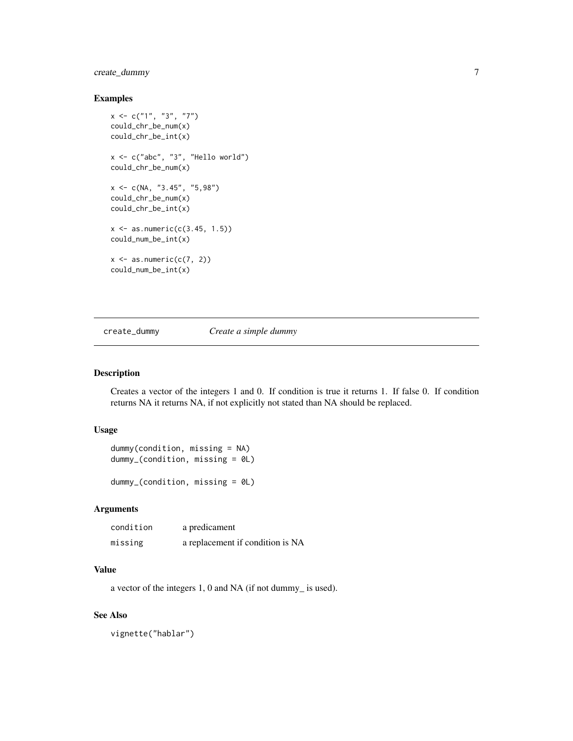## Examples

```
x <- c("1", "3", "7")
could_chr_be_num(x)
could_chr_be_int(x)

x <- c("abc", "3", "Hello world")
could_chr_be_num(x)

x <- c(NA, "3.45", "5,98")
could_chr_be_num(x)
could_chr_be_int(x)

x <- as.numeric(c(3.45, 1.5))
could_num_be_int(x)

x <- as.numeric(c(7, 2))
could_num_be_int(x)
```

---

# create_dummy    *Create a simple dummy*

---

## Description

Creates a vector of the integers 1 and 0. If condition is true it returns 1. If false 0. If condition returns NA it returns NA, if not explicitly not stated than NA should be replaced.

## Usage

```
dummy(condition, missing = NA)
dummy_(condition, missing = 0L)

dummy_(condition, missing = 0L)
```

## Arguments

| | |
|---|---|
| `condition` | a predicament |
| `missing` | a replacement if condition is NA |

## Value

a vector of the integers 1, 0 and NA (if not dummy_ is used).

## See Also

`vignette("hablar")`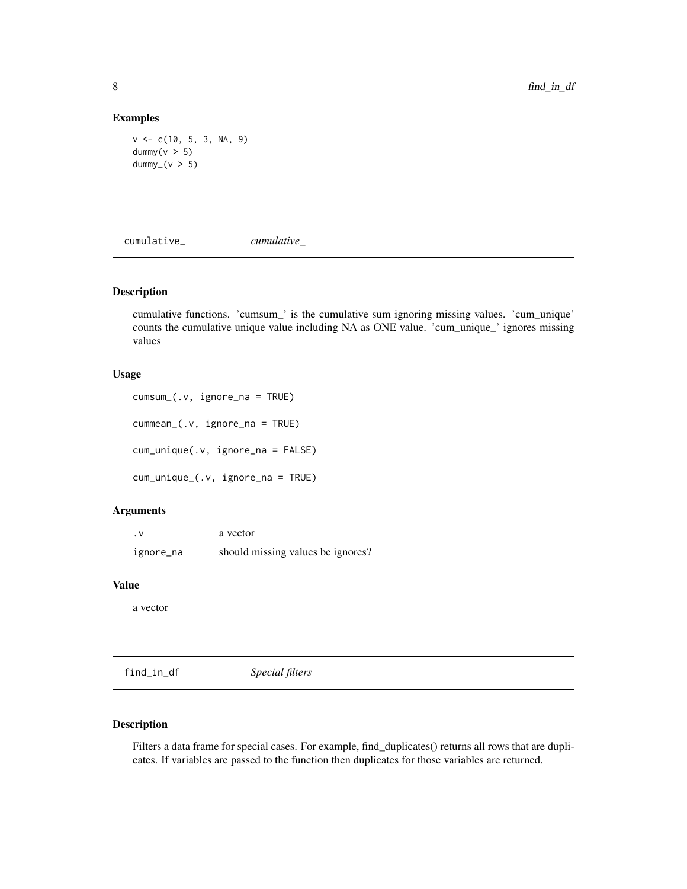### Examples

```
v <- c(10, 5, 3, NA, 9)
dummy(v > 5)
dummy_(v > 5)
```

## cumulative_ *cumulative_*

### Description

cumulative functions. 'cumsum_' is the cumulative sum ignoring missing values. 'cum_unique' counts the cumulative unique value including NA as ONE value. 'cum_unique_' ignores missing values

### Usage

```
cumsum_(.v, ignore_na = TRUE)

cummean_(.v, ignore_na = TRUE)

cum_unique(.v, ignore_na = FALSE)

cum_unique_(.v, ignore_na = TRUE)
```

### Arguments

| | |
|---|---|
| `.v` | a vector |
| `ignore_na` | should missing values be ignores? |

### Value

a vector

## find_in_df *Special filters*

### Description

Filters a data frame for special cases. For example, find_duplicates() returns all rows that are duplicates. If variables are passed to the function then duplicates for those variables are returned.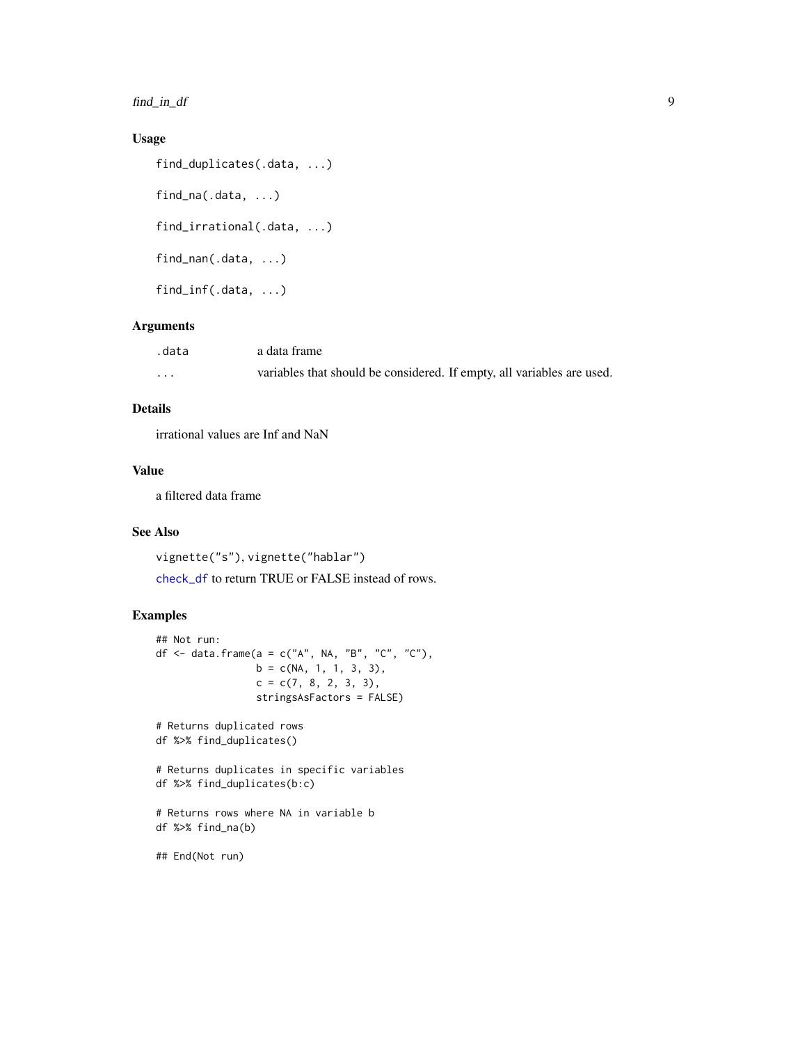### Usage

```
find_duplicates(.data, ...)

find_na(.data, ...)

find_irrational(.data, ...)

find_nan(.data, ...)

find_inf(.data, ...)
```

### Arguments

| | |
|---|---|
| .data | a data frame |
| ... | variables that should be considered. If empty, all variables are used. |

### Details

irrational values are Inf and NaN

### Value

a filtered data frame

### See Also

vignette("s"), vignette("hablar")

check_df to return TRUE or FALSE instead of rows.

### Examples

```
## Not run:
df <- data.frame(a = c("A", NA, "B", "C", "C"),
                 b = c(NA, 1, 1, 3, 3),
                 c = c(7, 8, 2, 3, 3),
                 stringsAsFactors = FALSE)

# Returns duplicated rows
df %>% find_duplicates()

# Returns duplicates in specific variables
df %>% find_duplicates(b:c)

# Returns rows where NA in variable b
df %>% find_na(b)

## End(Not run)
```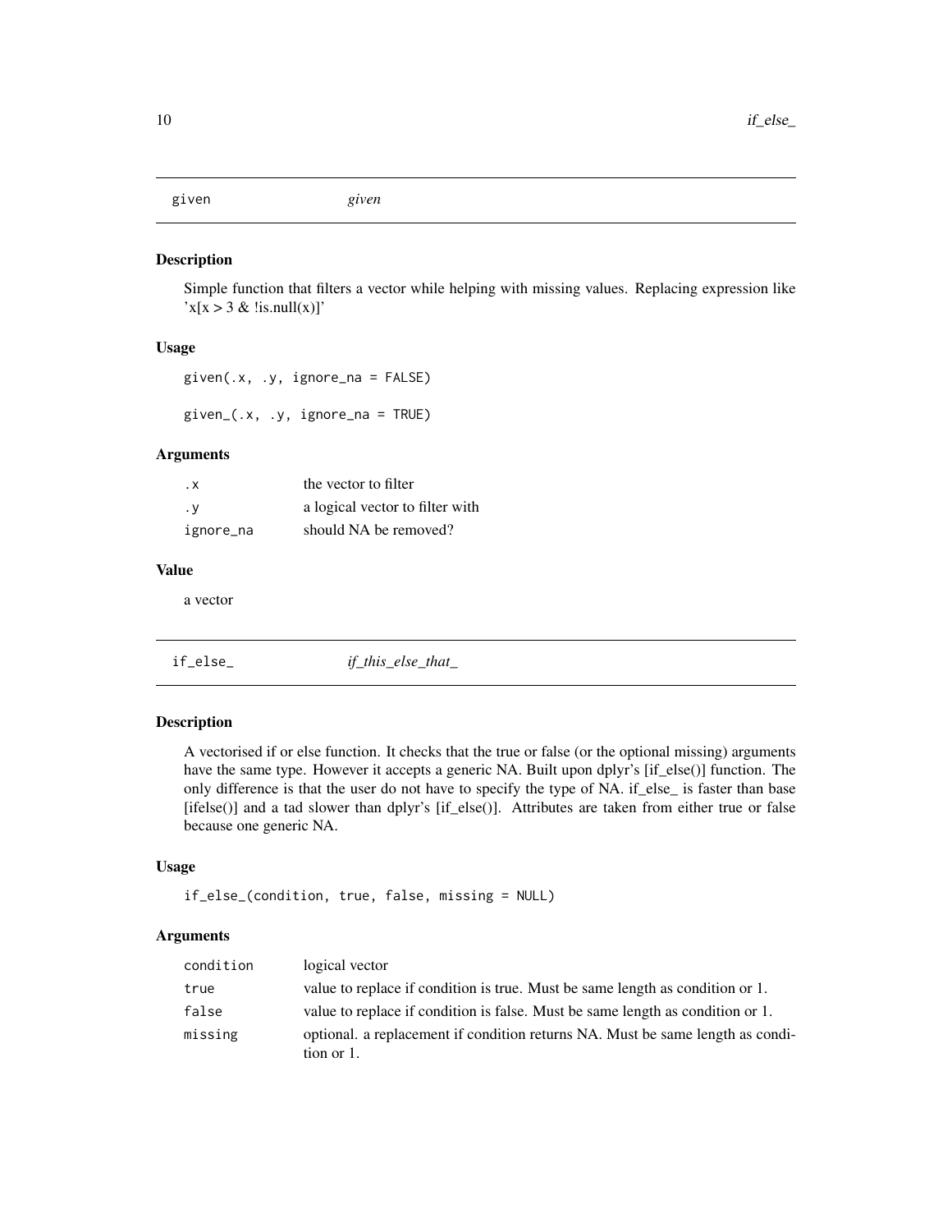## given *given*

### Description

Simple function that filters a vector while helping with missing values. Replacing expression like 'x[x > 3 & !is.null(x)]'

### Usage

```
given(.x, .y, ignore_na = FALSE)

given_(.x, .y, ignore_na = TRUE)
```

### Arguments

| | |
|---|---|
| .x | the vector to filter |
| .y | a logical vector to filter with |
| ignore_na | should NA be removed? |

### Value

a vector

## if_else_ *if_this_else_that_*

### Description

A vectorised if or else function. It checks that the true or false (or the optional missing) arguments have the same type. However it accepts a generic NA. Built upon dplyr's [if_else()] function. The only difference is that the user do not have to specify the type of NA. if_else_ is faster than base [ifelse()] and a tad slower than dplyr's [if_else()]. Attributes are taken from either true or false because one generic NA.

### Usage

```
if_else_(condition, true, false, missing = NULL)
```

### Arguments

| | |
|---|---|
| condition | logical vector |
| true | value to replace if condition is true. Must be same length as condition or 1. |
| false | value to replace if condition is false. Must be same length as condition or 1. |
| missing | optional. a replacement if condition returns NA. Must be same length as condition or 1. |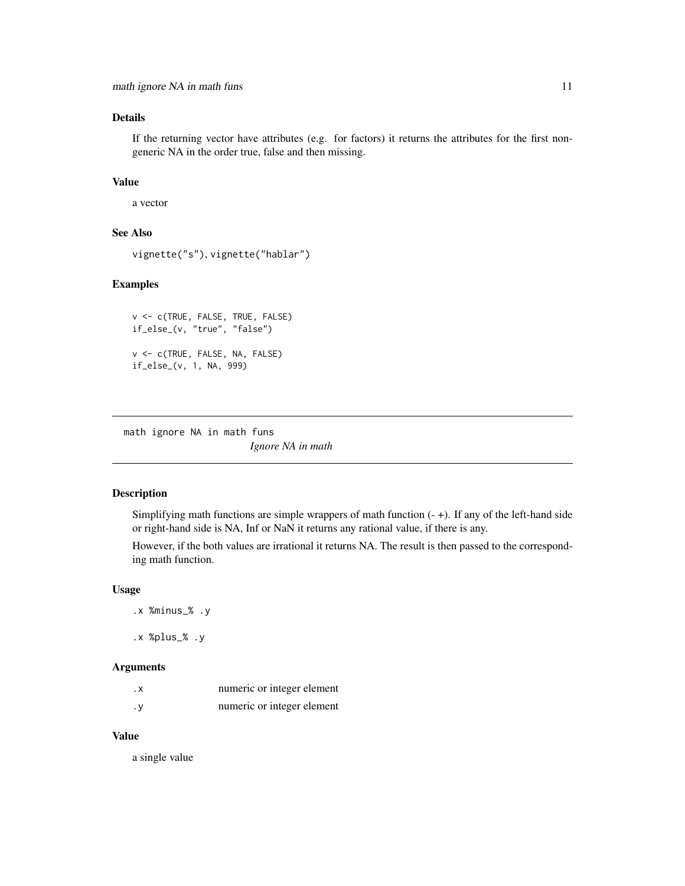## Details

If the returning vector have attributes (e.g. for factors) it returns the attributes for the first non-generic NA in the order true, false and then missing.

## Value

a vector

## See Also

`vignette("s")`, `vignette("hablar")`

## Examples

```
v <- c(TRUE, FALSE, TRUE, FALSE)
if_else_(v, "true", "false")

v <- c(TRUE, FALSE, NA, FALSE)
if_else_(v, 1, NA, 999)
```

---

# math ignore NA in math funs

*Ignore NA in math*

## Description

Simplifying math functions are simple wrappers of math function (- +). If any of the left-hand side or right-hand side is NA, Inf or NaN it returns any rational value, if there is any.

However, if the both values are irrational it returns NA. The result is then passed to the corresponding math function.

## Usage

```
.x %minus_% .y

.x %plus_% .y
```

## Arguments

| | |
|---|---|
| `.x` | numeric or integer element |
| `.y` | numeric or integer element |

## Value

a single value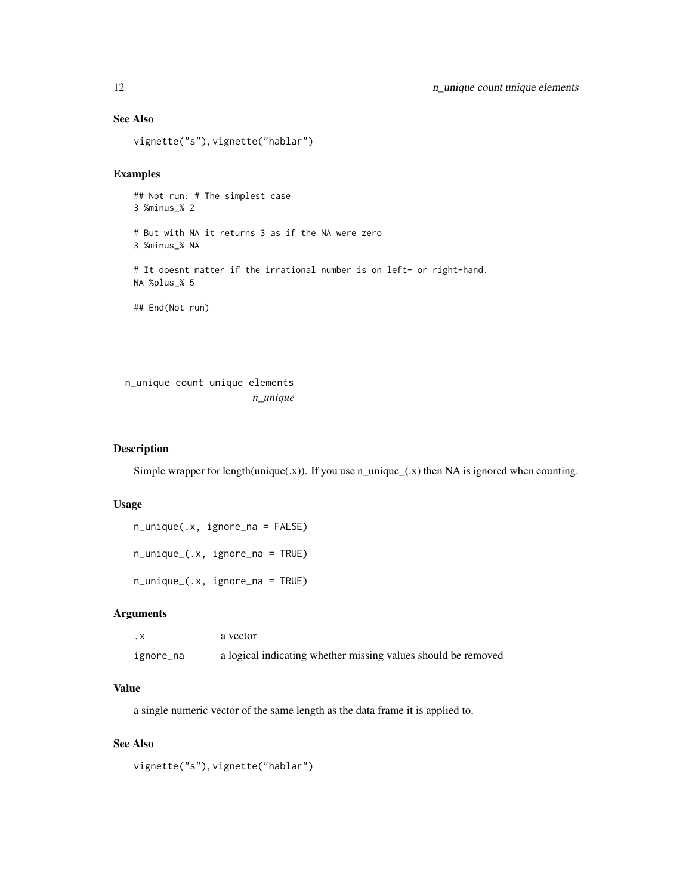### See Also

```
vignette("s"), vignette("hablar")
```

### Examples

```
## Not run: # The simplest case
3 %minus_% 2

# But with NA it returns 3 as if the NA were zero
3 %minus_% NA

# It doesnt matter if the irrational number is on left- or right-hand.
NA %plus_% 5

## End(Not run)
```

---

## n_unique count unique elements

*n_unique*

---

### Description

Simple wrapper for length(unique(.x)). If you use n_unique_(.x) then NA is ignored when counting.

### Usage

```
n_unique(.x, ignore_na = FALSE)

n_unique_(.x, ignore_na = TRUE)

n_unique_(.x, ignore_na = TRUE)
```

### Arguments

| | |
|---|---|
| `.x` | a vector |
| `ignore_na` | a logical indicating whether missing values should be removed |

### Value

a single numeric vector of the same length as the data frame it is applied to.

### See Also

```
vignette("s"), vignette("hablar")
```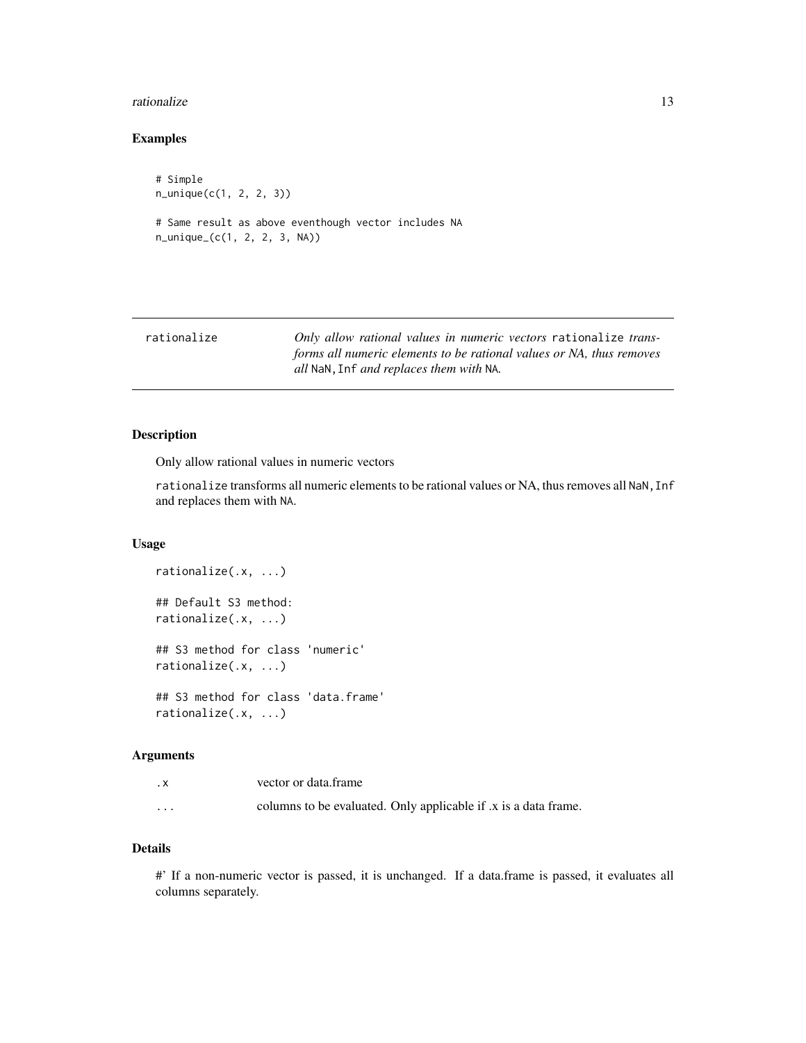## Examples

```
# Simple
n_unique(c(1, 2, 2, 3))

# Same result as above eventhough vector includes NA
n_unique_(c(1, 2, 2, 3, NA))
```

---

## rationalize — *Only allow rational values in numeric vectors* `rationalize` *transforms all numeric elements to be rational values or NA, thus removes all* `NaN,Inf` *and replaces them with* `NA`.

---

### Description

Only allow rational values in numeric vectors

`rationalize` transforms all numeric elements to be rational values or NA, thus removes all `NaN,Inf` and replaces them with `NA`.

### Usage

```
rationalize(.x, ...)

## Default S3 method:
rationalize(.x, ...)

## S3 method for class 'numeric'
rationalize(.x, ...)

## S3 method for class 'data.frame'
rationalize(.x, ...)
```

### Arguments

| | |
|---|---|
| `.x` | vector or data.frame |
| `...` | columns to be evaluated. Only applicable if .x is a data frame. |

### Details

#' If a non-numeric vector is passed, it is unchanged. If a data.frame is passed, it evaluates all columns separately.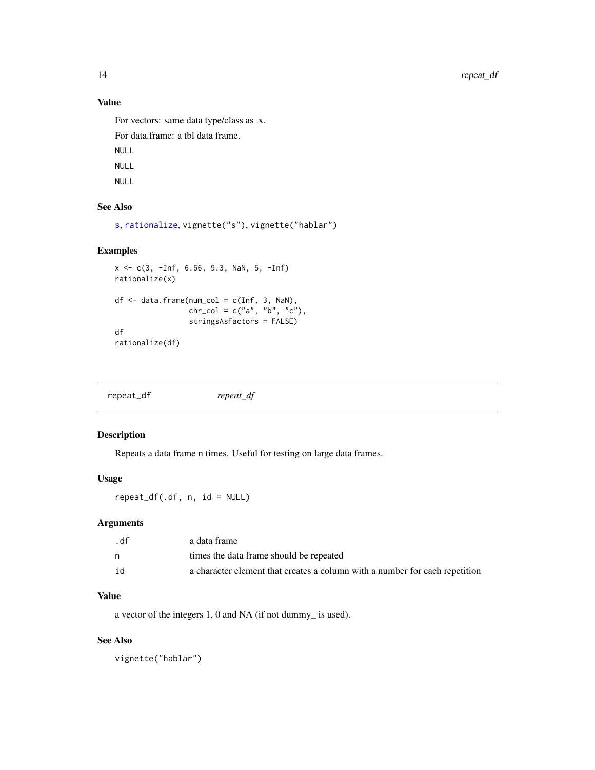### Value

For vectors: same data type/class as .x.

For data.frame: a tbl data frame.

`NULL`

`NULL`

`NULL`

### See Also

`s`, `rationalize`, `vignette("s")`, `vignette("hablar")`

### Examples

```
x <- c(3, -Inf, 6.56, 9.3, NaN, 5, -Inf)
rationalize(x)

df <- data.frame(num_col = c(Inf, 3, NaN),
                 chr_col = c("a", "b", "c"),
                 stringsAsFactors = FALSE)
df
rationalize(df)
```

---

## repeat_df *repeat_df*

---

### Description

Repeats a data frame n times. Useful for testing on large data frames.

### Usage

```
repeat_df(.df, n, id = NULL)
```

### Arguments

| | |
|---|---|
| `.df` | a data frame |
| `n` | times the data frame should be repeated |
| `id` | a character element that creates a column with a number for each repetition |

### Value

a vector of the integers 1, 0 and NA (if not dummy_ is used).

### See Also

`vignette("hablar")`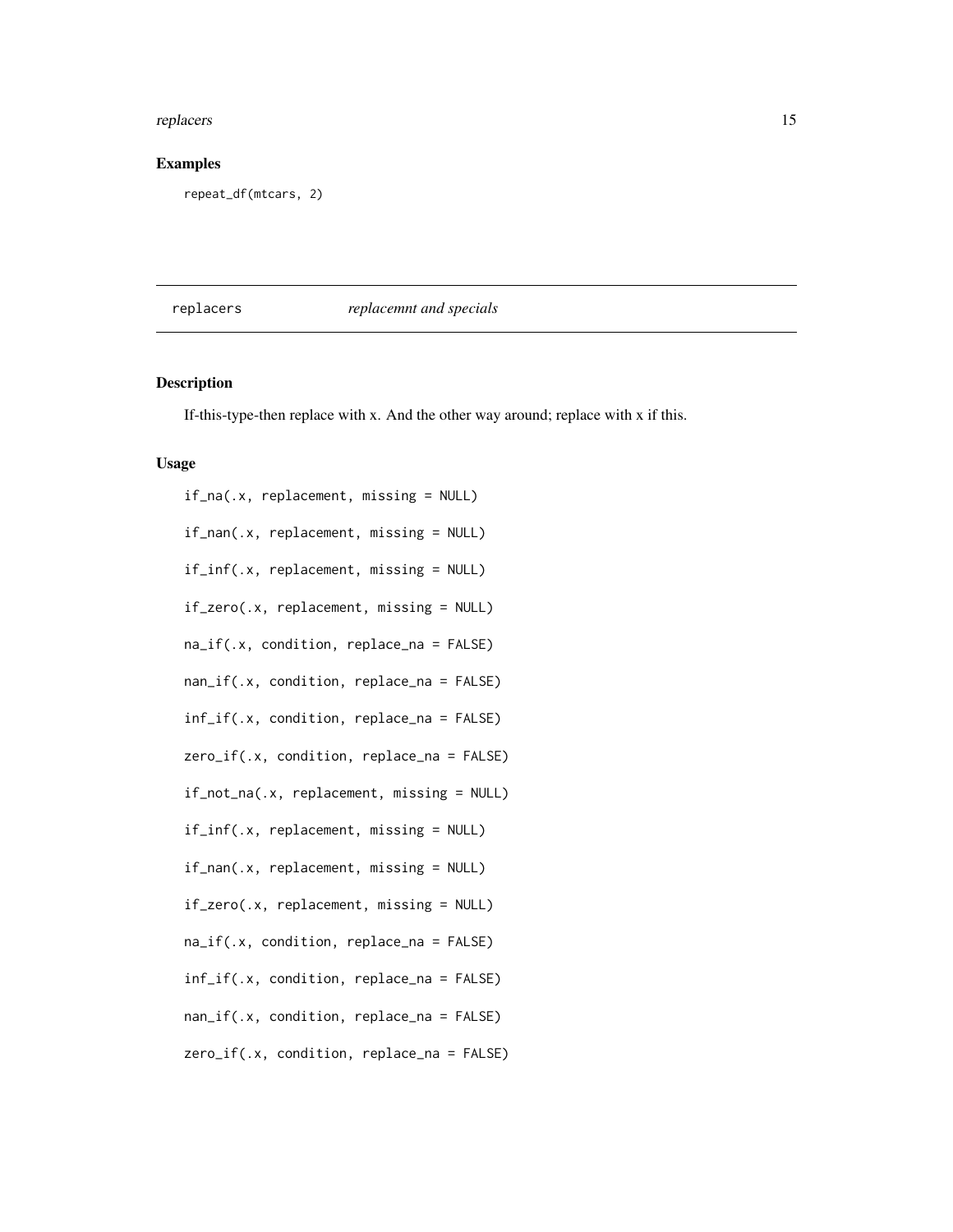## Examples

```
repeat_df(mtcars, 2)
```

## replacers *replacemnt and specials*

### Description

If-this-type-then replace with x. And the other way around; replace with x if this.

### Usage

```
if_na(.x, replacement, missing = NULL)

if_nan(.x, replacement, missing = NULL)

if_inf(.x, replacement, missing = NULL)

if_zero(.x, replacement, missing = NULL)

na_if(.x, condition, replace_na = FALSE)

nan_if(.x, condition, replace_na = FALSE)

inf_if(.x, condition, replace_na = FALSE)

zero_if(.x, condition, replace_na = FALSE)

if_not_na(.x, replacement, missing = NULL)

if_inf(.x, replacement, missing = NULL)

if_nan(.x, replacement, missing = NULL)

if_zero(.x, replacement, missing = NULL)

na_if(.x, condition, replace_na = FALSE)

inf_if(.x, condition, replace_na = FALSE)

nan_if(.x, condition, replace_na = FALSE)

zero_if(.x, condition, replace_na = FALSE)
```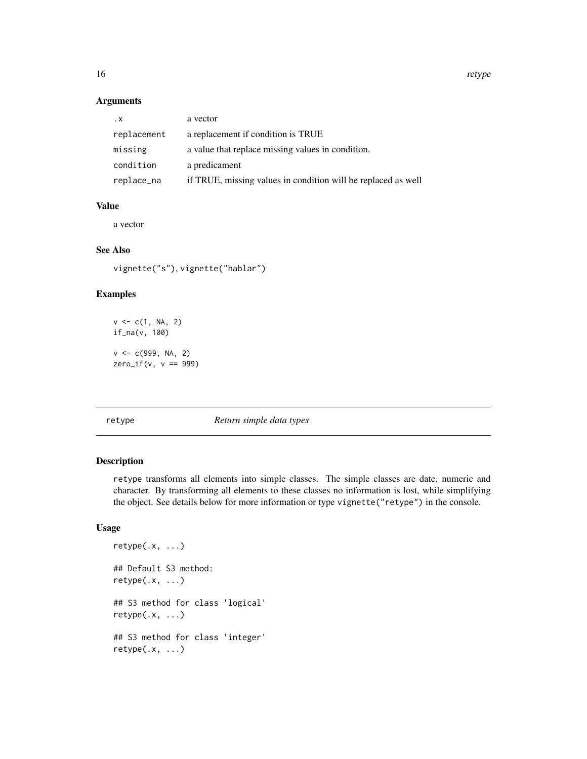### Arguments

| | |
|---|---|
| `.x` | a vector |
| `replacement` | a replacement if condition is TRUE |
| `missing` | a value that replace missing values in condition. |
| `condition` | a predicament |
| `replace_na` | if TRUE, missing values in condition will be replaced as well |

### Value

a vector

### See Also

`vignette("s")`, `vignette("hablar")`

### Examples

```
v <- c(1, NA, 2)
if_na(v, 100)

v <- c(999, NA, 2)
zero_if(v, v == 999)
```

---

## retype *Return simple data types*

---

### Description

`retype` transforms all elements into simple classes. The simple classes are date, numeric and character. By transforming all elements to these classes no information is lost, while simplifying the object. See details below for more information or type `vignette("retype")` in the console.

### Usage

```
retype(.x, ...)

## Default S3 method:
retype(.x, ...)

## S3 method for class 'logical'
retype(.x, ...)

## S3 method for class 'integer'
retype(.x, ...)
```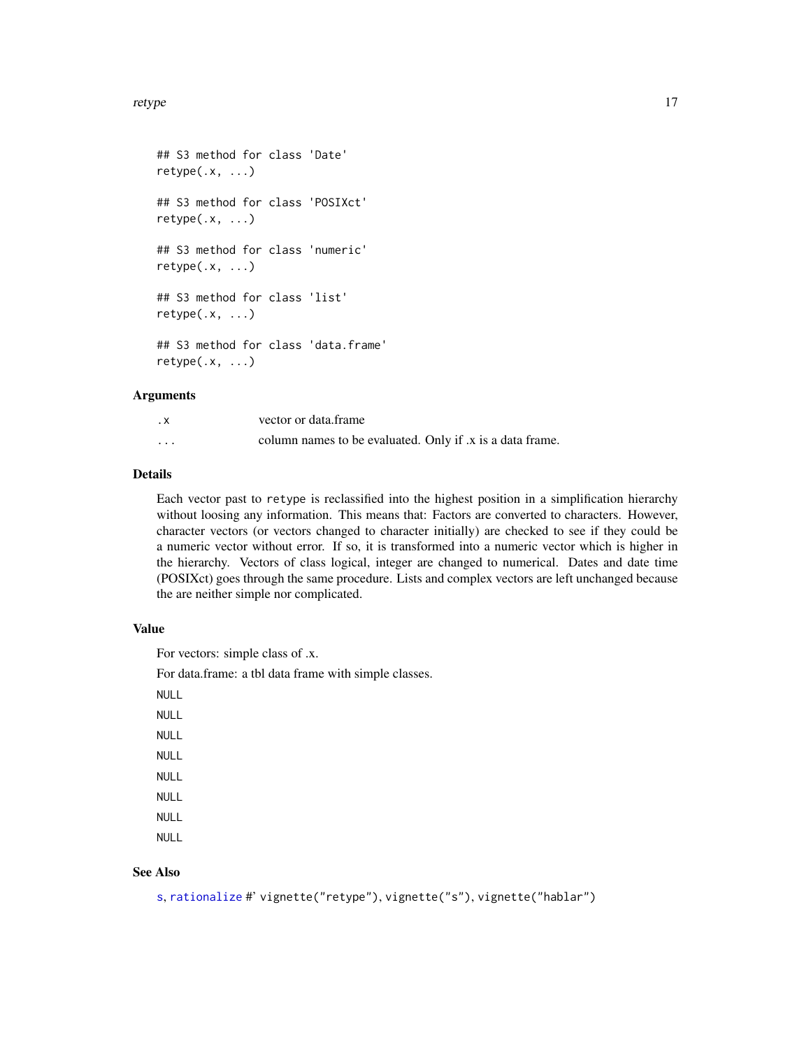```
## S3 method for class 'Date'
retype(.x, ...)

## S3 method for class 'POSIXct'
retype(.x, ...)

## S3 method for class 'numeric'
retype(.x, ...)

## S3 method for class 'list'
retype(.x, ...)

## S3 method for class 'data.frame'
retype(.x, ...)
```

### Arguments

| | |
|---|---|
| .x | vector or data.frame |
| ... | column names to be evaluated. Only if .x is a data frame. |

### Details

Each vector past to `retype` is reclassified into the highest position in a simplification hierarchy without loosing any information. This means that: Factors are converted to characters. However, character vectors (or vectors changed to character initially) are checked to see if they could be a numeric vector without error. If so, it is transformed into a numeric vector which is higher in the hierarchy. Vectors of class logical, integer are changed to numerical. Dates and date time (POSIXct) goes through the same procedure. Lists and complex vectors are left unchanged because the are neither simple nor complicated.

### Value

For vectors: simple class of .x.

For data.frame: a tbl data frame with simple classes.

NULL

NULL

NULL

NULL

NULL

NULL

NULL

NULL

### See Also

s, rationalize #' vignette("retype"), vignette("s"), vignette("hablar")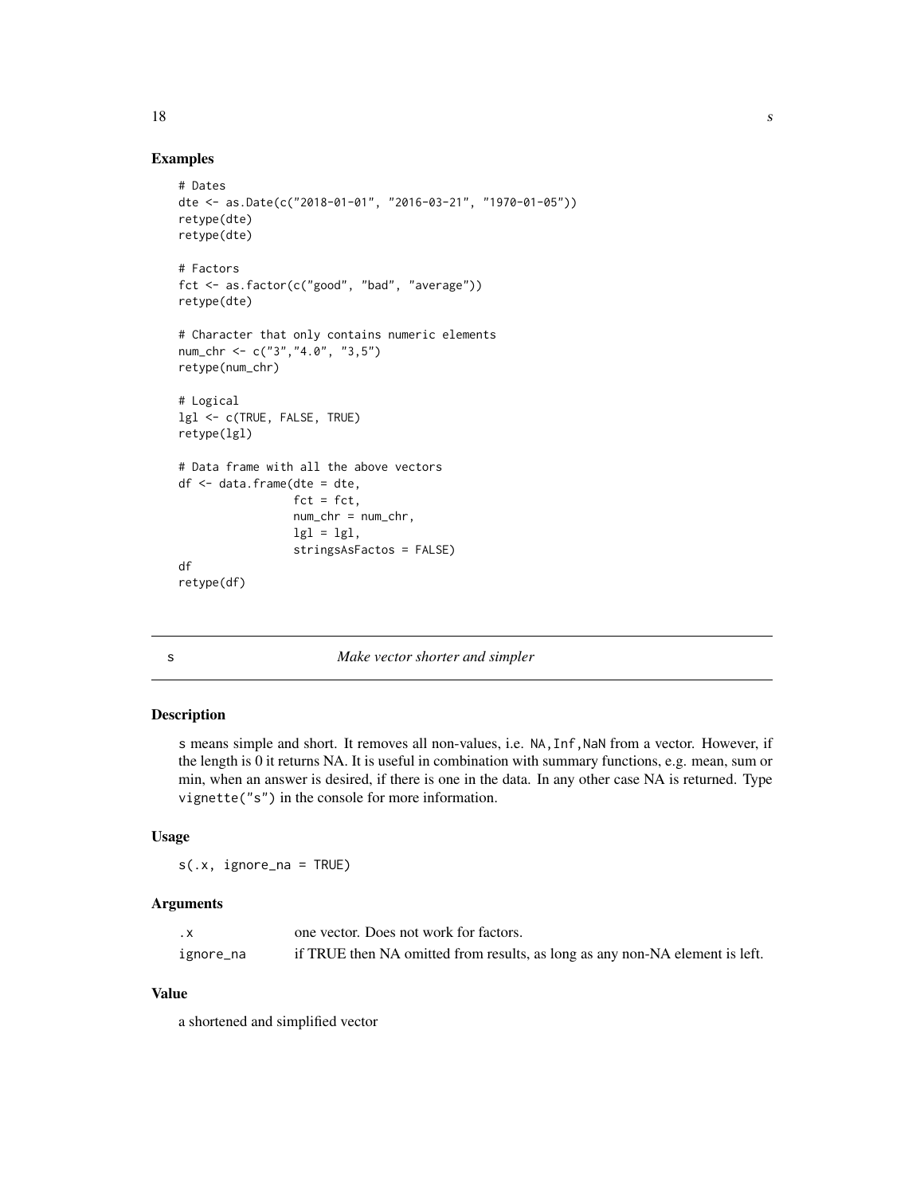## Examples

```
# Dates
dte <- as.Date(c("2018-01-01", "2016-03-21", "1970-01-05"))
retype(dte)
retype(dte)

# Factors
fct <- as.factor(c("good", "bad", "average"))
retype(dte)

# Character that only contains numeric elements
num_chr <- c("3","4.0", "3,5")
retype(num_chr)

# Logical
lgl <- c(TRUE, FALSE, TRUE)
retype(lgl)

# Data frame with all the above vectors
df <- data.frame(dte = dte,
                 fct = fct,
                 num_chr = num_chr,
                 lgl = lgl,
                 stringsAsFactos = FALSE)
df
retype(df)
```

---

# s — *Make vector shorter and simpler*

---

## Description

s means simple and short. It removes all non-values, i.e. `NA,Inf,NaN` from a vector. However, if the length is 0 it returns NA. It is useful in combination with summary functions, e.g. mean, sum or min, when an answer is desired, if there is one in the data. In any other case NA is returned. Type `vignette("s")` in the console for more information.

## Usage

```
s(.x, ignore_na = TRUE)
```

## Arguments

| | |
|---|---|
| `.x` | one vector. Does not work for factors. |
| `ignore_na` | if TRUE then NA omitted from results, as long as any non-NA element is left. |

## Value

a shortened and simplified vector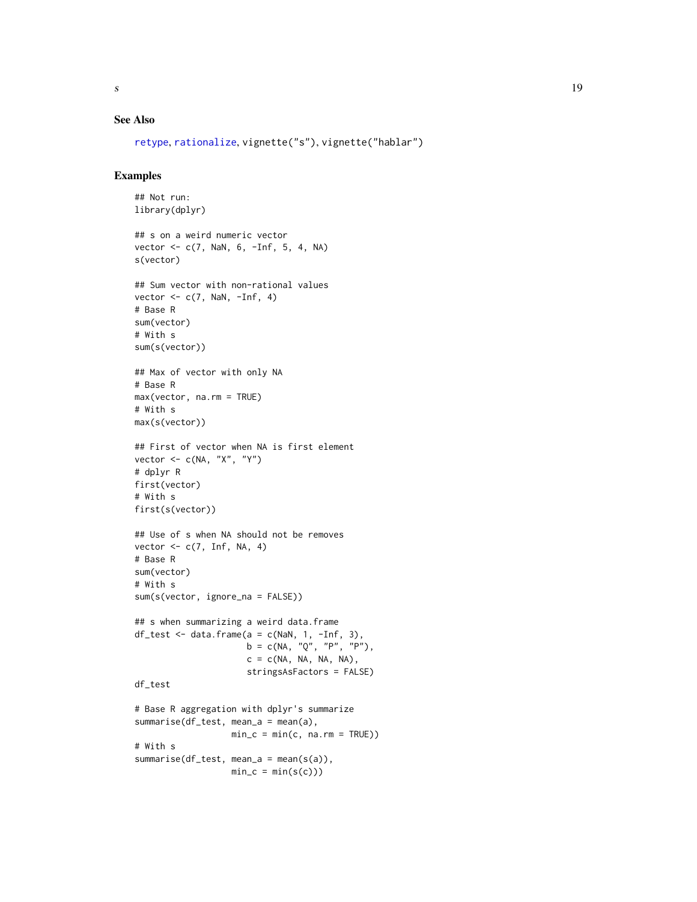### See Also

retype, rationalize, vignette("s"), vignette("hablar")

### Examples

```
## Not run:
library(dplyr)

## s on a weird numeric vector
vector <- c(7, NaN, 6, -Inf, 5, 4, NA)
s(vector)

## Sum vector with non-rational values
vector <- c(7, NaN, -Inf, 4)
# Base R
sum(vector)
# With s
sum(s(vector))

## Max of vector with only NA
# Base R
max(vector, na.rm = TRUE)
# With s
max(s(vector))

## First of vector when NA is first element
vector <- c(NA, "X", "Y")
# dplyr R
first(vector)
# With s
first(s(vector))

## Use of s when NA should not be removes
vector <- c(7, Inf, NA, 4)
# Base R
sum(vector)
# With s
sum(s(vector, ignore_na = FALSE))

## s when summarizing a weird data.frame
df_test <- data.frame(a = c(NaN, 1, -Inf, 3),
                      b = c(NA, "Q", "P", "P"),
                      c = c(NA, NA, NA, NA),
                      stringsAsFactors = FALSE)
df_test

# Base R aggregation with dplyr's summarize
summarise(df_test, mean_a = mean(a),
                   min_c = min(c, na.rm = TRUE))
# With s
summarise(df_test, mean_a = mean(s(a)),
                   min_c = min(s(c)))
```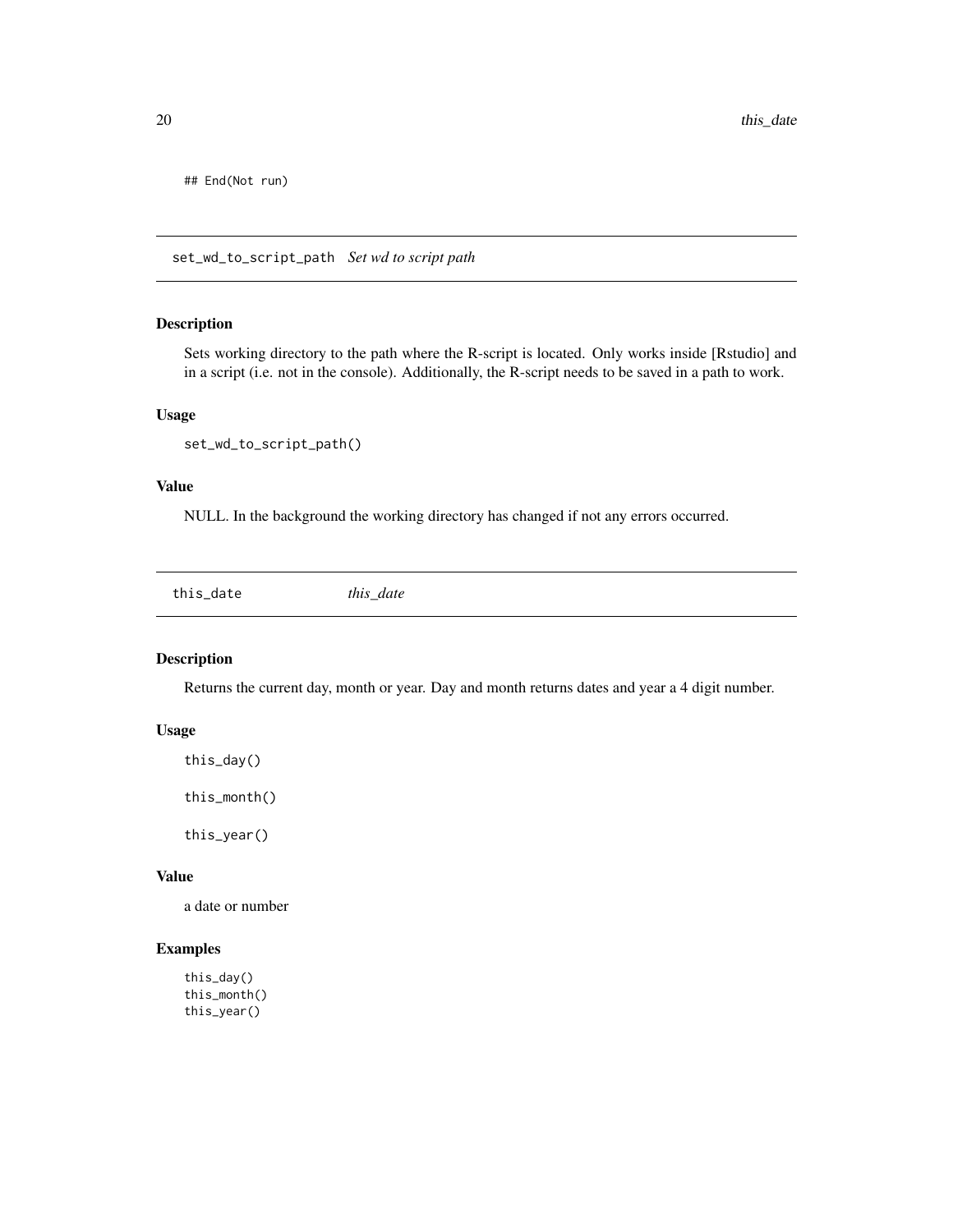```
## End(Not run)
```

## set_wd_to_script_path *Set wd to script path*

### Description

Sets working directory to the path where the R-script is located. Only works inside [Rstudio] and in a script (i.e. not in the console). Additionally, the R-script needs to be saved in a path to work.

### Usage

```
set_wd_to_script_path()
```

### Value

NULL. In the background the working directory has changed if not any errors occurred.

## this_date *this_date*

### Description

Returns the current day, month or year. Day and month returns dates and year a 4 digit number.

### Usage

```
this_day()

this_month()

this_year()
```

### Value

a date or number

### Examples

```
this_day()
this_month()
this_year()
```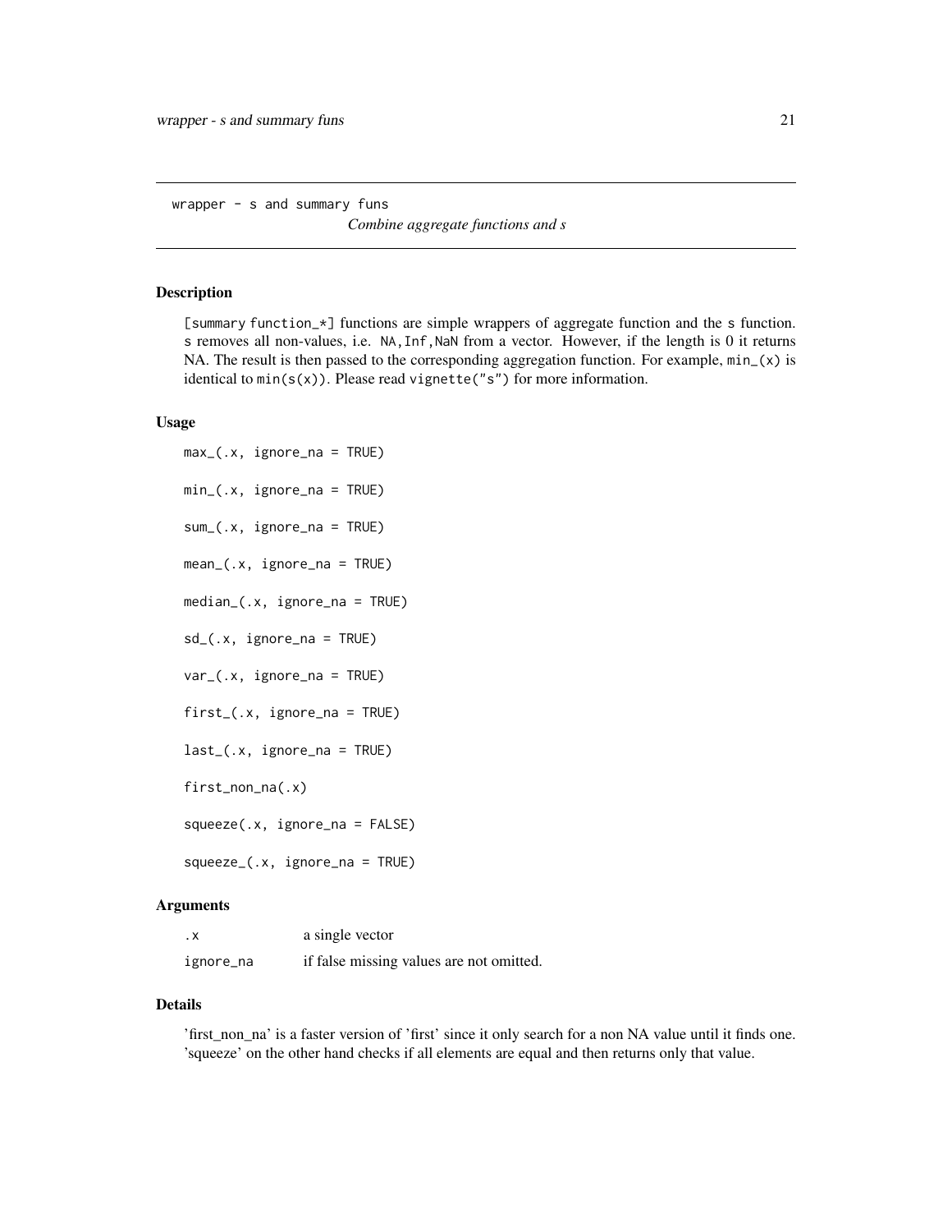## wrapper - s and summary funs

*Combine aggregate functions and s*

### Description

[summary function_*] functions are simple wrappers of aggregate function and the s function. s removes all non-values, i.e. NA,Inf,NaN from a vector. However, if the length is 0 it returns NA. The result is then passed to the corresponding aggregation function. For example, min_(x) is identical to min(s(x)). Please read vignette("s") for more information.

### Usage

```
max_(.x, ignore_na = TRUE)

min_(.x, ignore_na = TRUE)

sum_(.x, ignore_na = TRUE)

mean_(.x, ignore_na = TRUE)

median_(.x, ignore_na = TRUE)

sd_(.x, ignore_na = TRUE)

var_(.x, ignore_na = TRUE)

first_(.x, ignore_na = TRUE)

last_(.x, ignore_na = TRUE)

first_non_na(.x)

squeeze(.x, ignore_na = FALSE)

squeeze_(.x, ignore_na = TRUE)
```

### Arguments

| | |
|---|---|
| .x | a single vector |
| ignore_na | if false missing values are not omitted. |

### Details

'first_non_na' is a faster version of 'first' since it only search for a non NA value until it finds one. 'squeeze' on the other hand checks if all elements are equal and then returns only that value.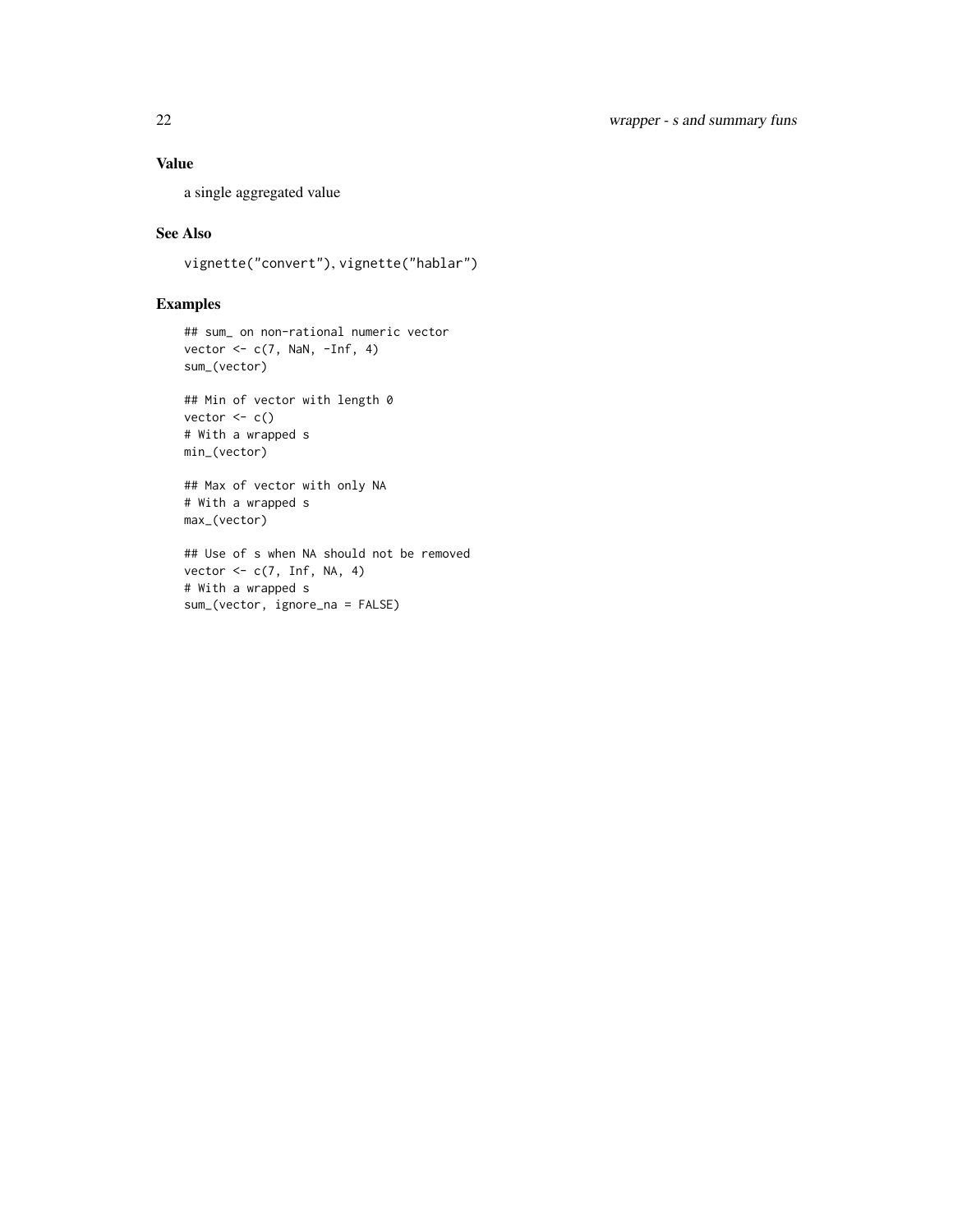### Value

a single aggregated value

### See Also

`vignette("convert")`, `vignette("hablar")`

### Examples

```
## sum_ on non-rational numeric vector
vector <- c(7, NaN, -Inf, 4)
sum_(vector)

## Min of vector with length 0
vector <- c()
# With a wrapped s
min_(vector)

## Max of vector with only NA
# With a wrapped s
max_(vector)

## Use of s when NA should not be removed
vector <- c(7, Inf, NA, 4)
# With a wrapped s
sum_(vector, ignore_na = FALSE)
```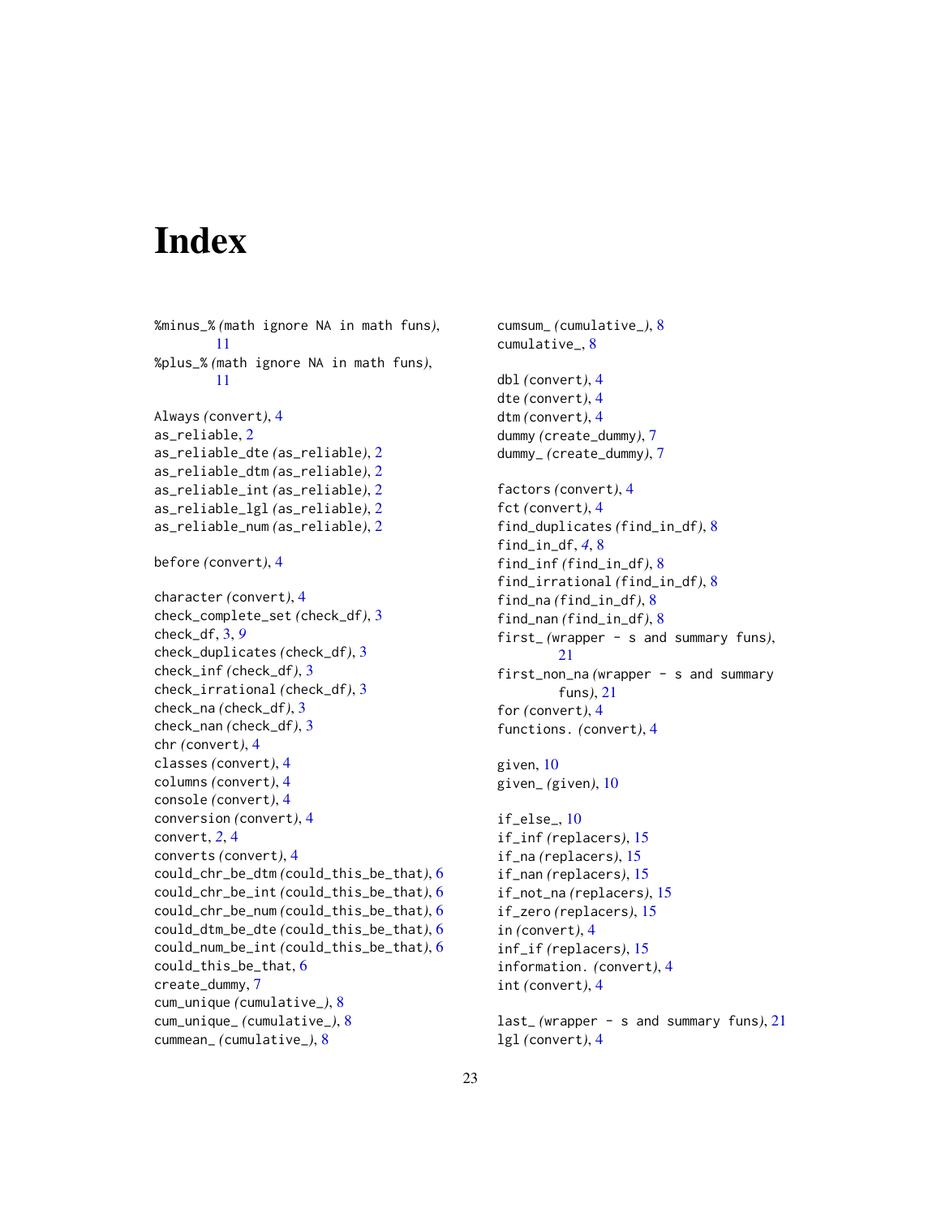# Index

%minus_% (math ignore NA in math funs), 11
%plus_% (math ignore NA in math funs), 11

Always (convert), 4
as_reliable, 2
as_reliable_dte (as_reliable), 2
as_reliable_dtm (as_reliable), 2
as_reliable_int (as_reliable), 2
as_reliable_lgl (as_reliable), 2
as_reliable_num (as_reliable), 2

before (convert), 4

character (convert), 4
check_complete_set (check_df), 3
check_df, 3, *9*
check_duplicates (check_df), 3
check_inf (check_df), 3
check_irrational (check_df), 3
check_na (check_df), 3
check_nan (check_df), 3
chr (convert), 4
classes (convert), 4
columns (convert), 4
console (convert), 4
conversion (convert), 4
convert, *2*, 4
converts (convert), 4
could_chr_be_dtm (could_this_be_that), 6
could_chr_be_int (could_this_be_that), 6
could_chr_be_num (could_this_be_that), 6
could_dtm_be_dte (could_this_be_that), 6
could_num_be_int (could_this_be_that), 6
could_this_be_that, 6
create_dummy, 7
cum_unique (cumulative_), 8
cum_unique_ (cumulative_), 8
cummean_ (cumulative_), 8
cumsum_ (cumulative_), 8
cumulative_, 8

dbl (convert), 4
dte (convert), 4
dtm (convert), 4
dummy (create_dummy), 7
dummy_ (create_dummy), 7

factors (convert), 4
fct (convert), 4
find_duplicates (find_in_df), 8
find_in_df, *4*, 8
find_inf (find_in_df), 8
find_irrational (find_in_df), 8
find_na (find_in_df), 8
find_nan (find_in_df), 8
first_ (wrapper - s and summary funs), 21
first_non_na (wrapper - s and summary funs), 21
for (convert), 4
functions. (convert), 4

given, 10
given_ (given), 10

if_else_, 10
if_inf (replacers), 15
if_na (replacers), 15
if_nan (replacers), 15
if_not_na (replacers), 15
if_zero (replacers), 15
in (convert), 4
inf_if (replacers), 15
information. (convert), 4
int (convert), 4

last_ (wrapper - s and summary funs), 21
lgl (convert), 4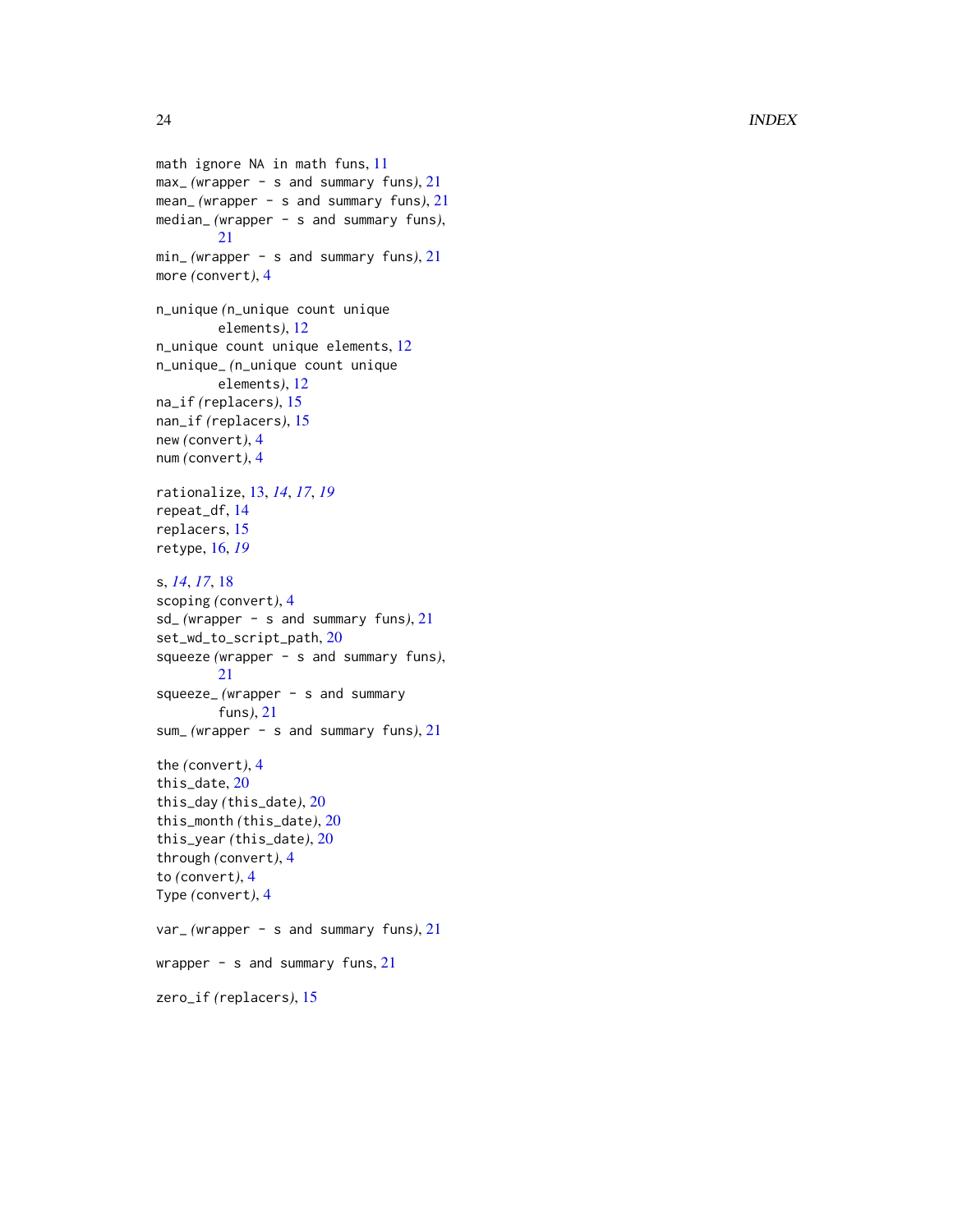math ignore NA in math funs, 11
max_ *(wrapper - s and summary funs)*, 21
mean_ *(wrapper - s and summary funs)*, 21
median_ *(wrapper - s and summary funs)*, 21
min_ *(wrapper - s and summary funs)*, 21
more *(convert)*, 4

n_unique *(n_unique count unique elements)*, 12
n_unique count unique elements, 12
n_unique_ *(n_unique count unique elements)*, 12
na_if *(replacers)*, 15
nan_if *(replacers)*, 15
new *(convert)*, 4
num *(convert)*, 4

rationalize, 13, *14*, *17*, *19*
repeat_df, 14
replacers, 15
retype, 16, *19*

s, *14*, *17*, 18
scoping *(convert)*, 4
sd_ *(wrapper - s and summary funs)*, 21
set_wd_to_script_path, 20
squeeze *(wrapper - s and summary funs)*, 21
squeeze_ *(wrapper - s and summary funs)*, 21
sum_ *(wrapper - s and summary funs)*, 21

the *(convert)*, 4
this_date, 20
this_day *(this_date)*, 20
this_month *(this_date)*, 20
this_year *(this_date)*, 20
through *(convert)*, 4
to *(convert)*, 4
Type *(convert)*, 4

var_ *(wrapper - s and summary funs)*, 21

wrapper - s and summary funs, 21

zero_if *(replacers)*, 15